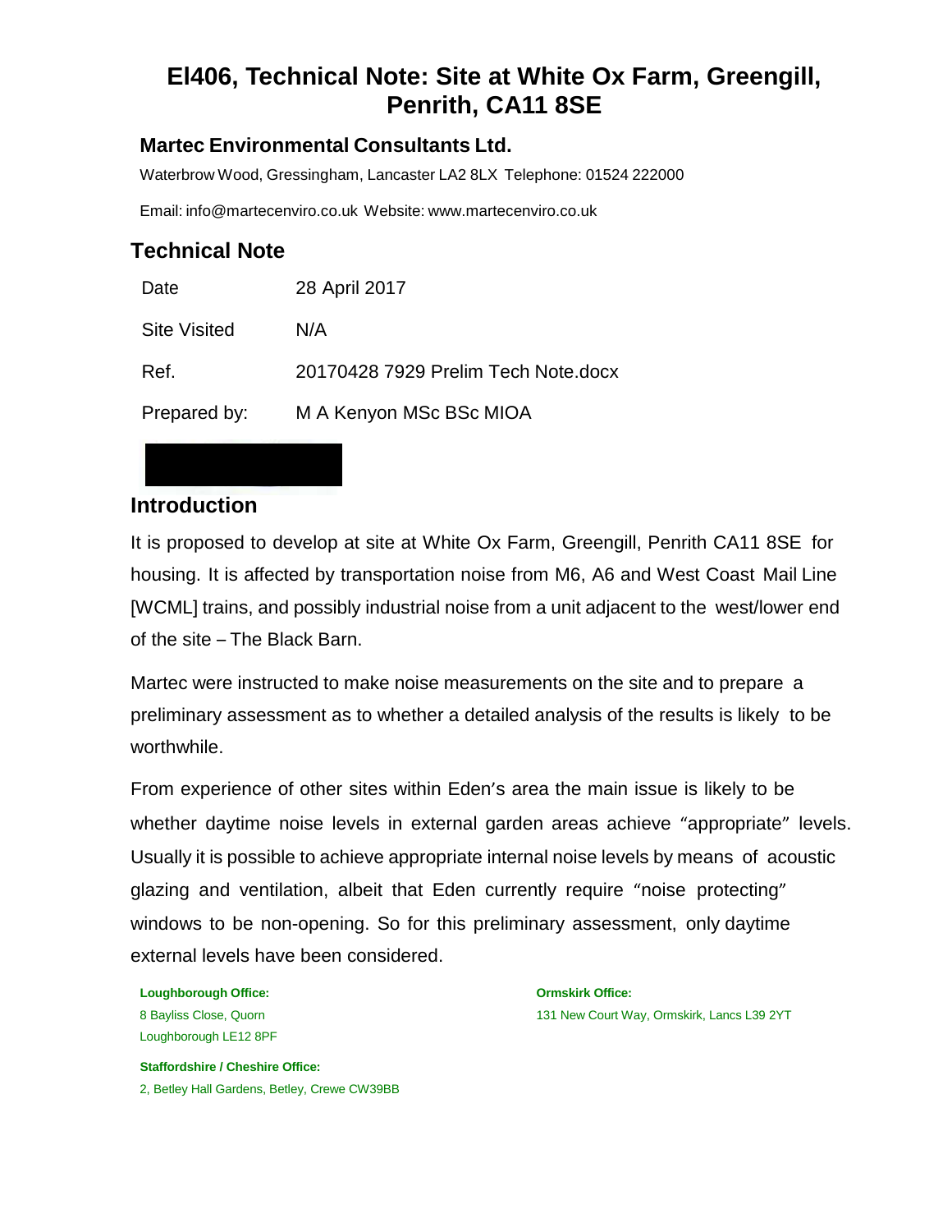# EI406, Technical Note: Site at White Ox Farm, Greengill, Penrith, CA11 8SE

**Martec Environmental Consultants Ltd.**

Waterbrow Wood, Gressingham, Lancaster LA2 8LX Telephone: 01524 222000

Email: info@martecenviro.co.uk Website: www.martecenviro.co.uk

## Technical Note

| | |
|---|---|
| Date | 28 April 2017 |
| Site Visited | N/A |
| Ref. | 20170428 7929 Prelim Tech Note.docx |
| Prepared by: | M A Kenyon MSc BSc MIOA |

## Introduction

It is proposed to develop at site at White Ox Farm, Greengill, Penrith CA11 8SE for housing. It is affected by transportation noise from M6, A6 and West Coast Mail Line [WCML] trains, and possibly industrial noise from a unit adjacent to the west/lower end of the site – The Black Barn.

Martec were instructed to make noise measurements on the site and to prepare a preliminary assessment as to whether a detailed analysis of the results is likely to be worthwhile.

From experience of other sites within Eden's area the main issue is likely to be whether daytime noise levels in external garden areas achieve "appropriate" levels. Usually it is possible to achieve appropriate internal noise levels by means of acoustic glazing and ventilation, albeit that Eden currently require "noise protecting" windows to be non-opening. So for this preliminary assessment, only daytime external levels have been considered.

**Loughborough Office:**
8 Bayliss Close, Quorn
Loughborough LE12 8PF

**Staffordshire / Cheshire Office:**
2, Betley Hall Gardens, Betley, Crewe CW39BB

**Ormskirk Office:**
131 New Court Way, Ormskirk, Lancs L39 2YT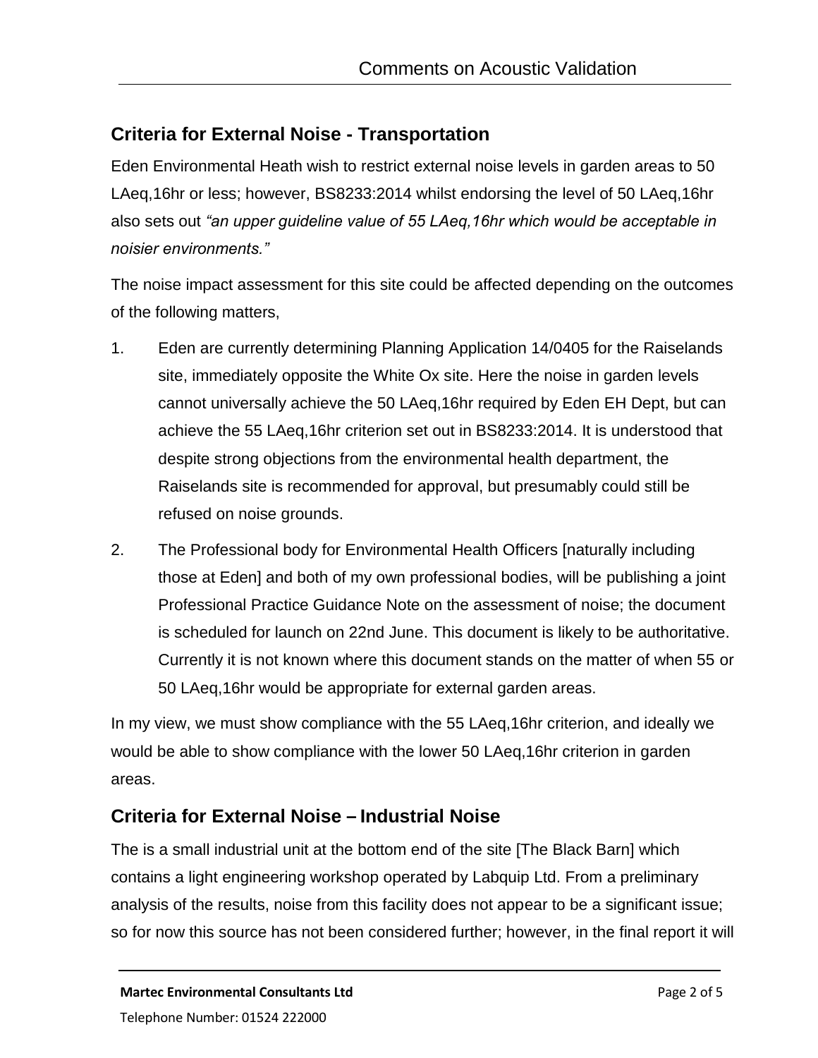## Criteria for External Noise - Transportation

Eden Environmental Heath wish to restrict external noise levels in garden areas to 50 LAeq,16hr or less; however, BS8233:2014 whilst endorsing the level of 50 LAeq,16hr also sets out *"an upper guideline value of 55 LAeq,16hr which would be acceptable in noisier environments."*

The noise impact assessment for this site could be affected depending on the outcomes of the following matters,

1. Eden are currently determining Planning Application 14/0405 for the Raiselands site, immediately opposite the White Ox site. Here the noise in garden levels cannot universally achieve the 50 LAeq,16hr required by Eden EH Dept, but can achieve the 55 LAeq,16hr criterion set out in BS8233:2014. It is understood that despite strong objections from the environmental health department, the Raiselands site is recommended for approval, but presumably could still be refused on noise grounds.

2. The Professional body for Environmental Health Officers [naturally including those at Eden] and both of my own professional bodies, will be publishing a joint Professional Practice Guidance Note on the assessment of noise; the document is scheduled for launch on 22nd June. This document is likely to be authoritative. Currently it is not known where this document stands on the matter of when 55 or 50 LAeq,16hr would be appropriate for external garden areas.

In my view, we must show compliance with the 55 LAeq,16hr criterion, and ideally we would be able to show compliance with the lower 50 LAeq,16hr criterion in garden areas.

## Criteria for External Noise – Industrial Noise

The is a small industrial unit at the bottom end of the site [The Black Barn] which contains a light engineering workshop operated by Labquip Ltd. From a preliminary analysis of the results, noise from this facility does not appear to be a significant issue; so for now this source has not been considered further; however, in the final report it will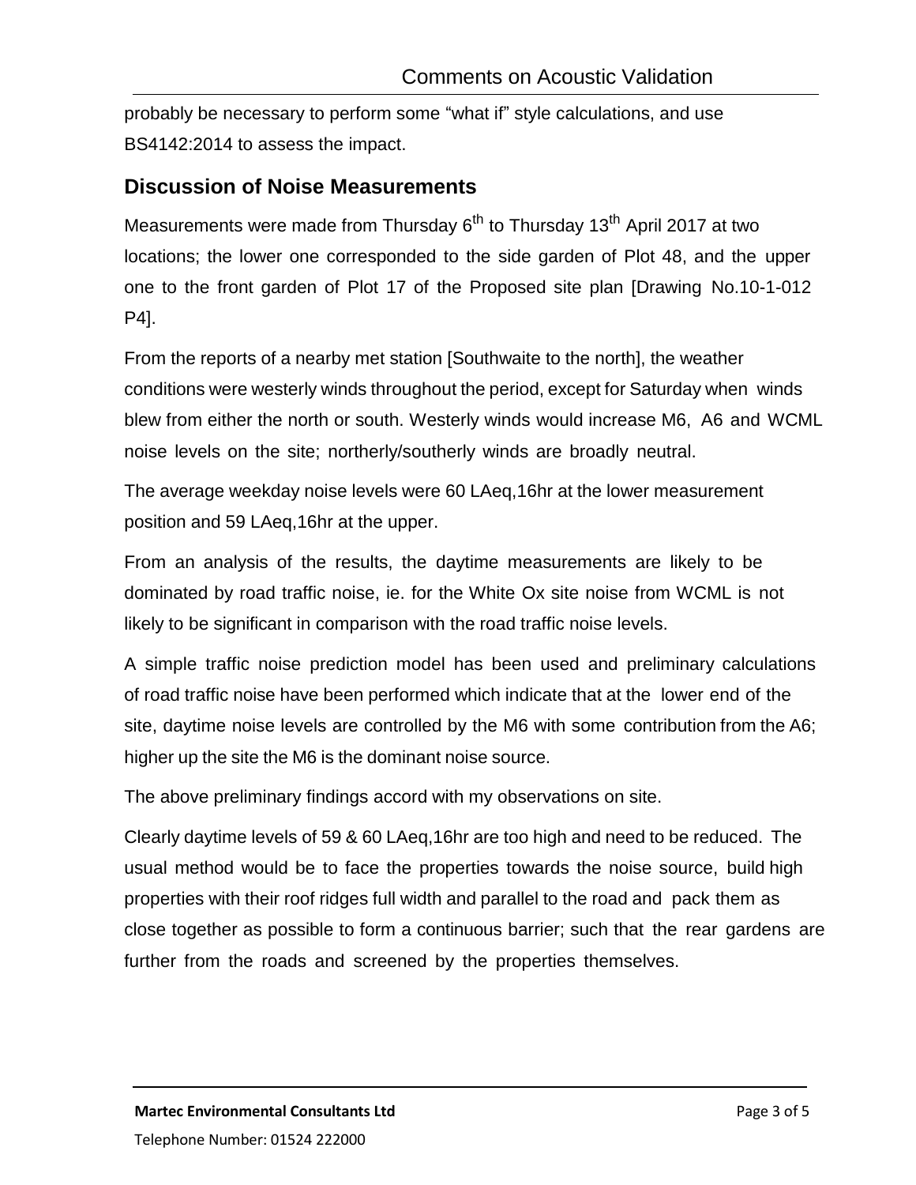probably be necessary to perform some "what if" style calculations, and use BS4142:2014 to assess the impact.

## Discussion of Noise Measurements

Measurements were made from Thursday 6th to Thursday 13th April 2017 at two locations; the lower one corresponded to the side garden of Plot 48, and the upper one to the front garden of Plot 17 of the Proposed site plan [Drawing No.10-1-012 P4].

From the reports of a nearby met station [Southwaite to the north], the weather conditions were westerly winds throughout the period, except for Saturday when winds blew from either the north or south. Westerly winds would increase M6, A6 and WCML noise levels on the site; northerly/southerly winds are broadly neutral.

The average weekday noise levels were 60 LAeq,16hr at the lower measurement position and 59 LAeq,16hr at the upper.

From an analysis of the results, the daytime measurements are likely to be dominated by road traffic noise, ie. for the White Ox site noise from WCML is not likely to be significant in comparison with the road traffic noise levels.

A simple traffic noise prediction model has been used and preliminary calculations of road traffic noise have been performed which indicate that at the lower end of the site, daytime noise levels are controlled by the M6 with some contribution from the A6; higher up the site the M6 is the dominant noise source.

The above preliminary findings accord with my observations on site.

Clearly daytime levels of 59 & 60 LAeq,16hr are too high and need to be reduced. The usual method would be to face the properties towards the noise source, build high properties with their roof ridges full width and parallel to the road and pack them as close together as possible to form a continuous barrier; such that the rear gardens are further from the roads and screened by the properties themselves.

**Martec Environmental Consultants Ltd**

Telephone Number: 01524 222000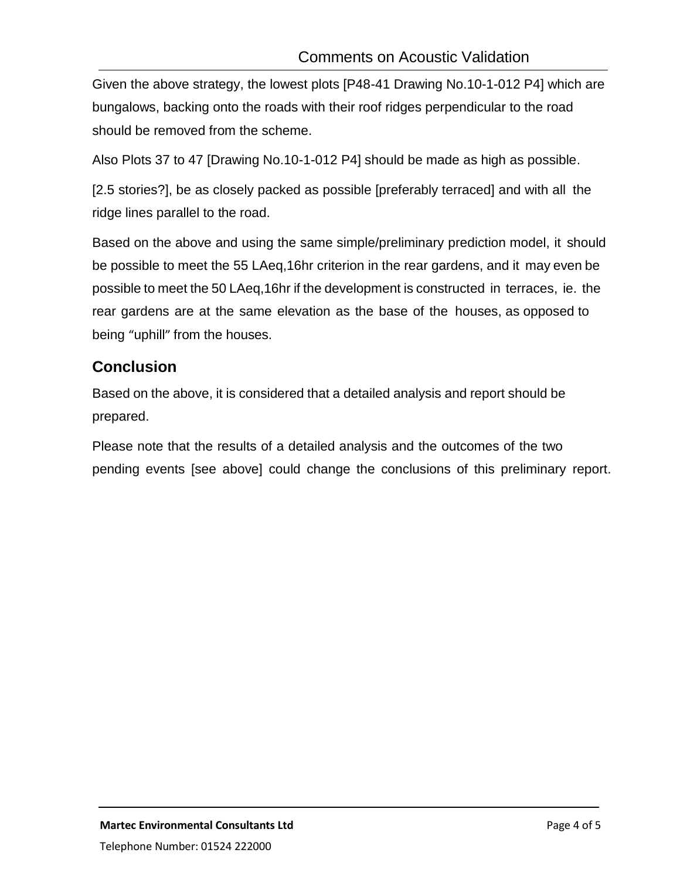Given the above strategy, the lowest plots [P48-41 Drawing No.10-1-012 P4] which are bungalows, backing onto the roads with their roof ridges perpendicular to the road should be removed from the scheme.

Also Plots 37 to 47 [Drawing No.10-1-012 P4] should be made as high as possible.

[2.5 stories?], be as closely packed as possible [preferably terraced] and with all the ridge lines parallel to the road.

Based on the above and using the same simple/preliminary prediction model, it should be possible to meet the 55 LAeq,16hr criterion in the rear gardens, and it may even be possible to meet the 50 LAeq,16hr if the development is constructed in terraces, ie. the rear gardens are at the same elevation as the base of the houses, as opposed to being "uphill" from the houses.

## Conclusion

Based on the above, it is considered that a detailed analysis and report should be prepared.

Please note that the results of a detailed analysis and the outcomes of the two pending events [see above] could change the conclusions of this preliminary report.